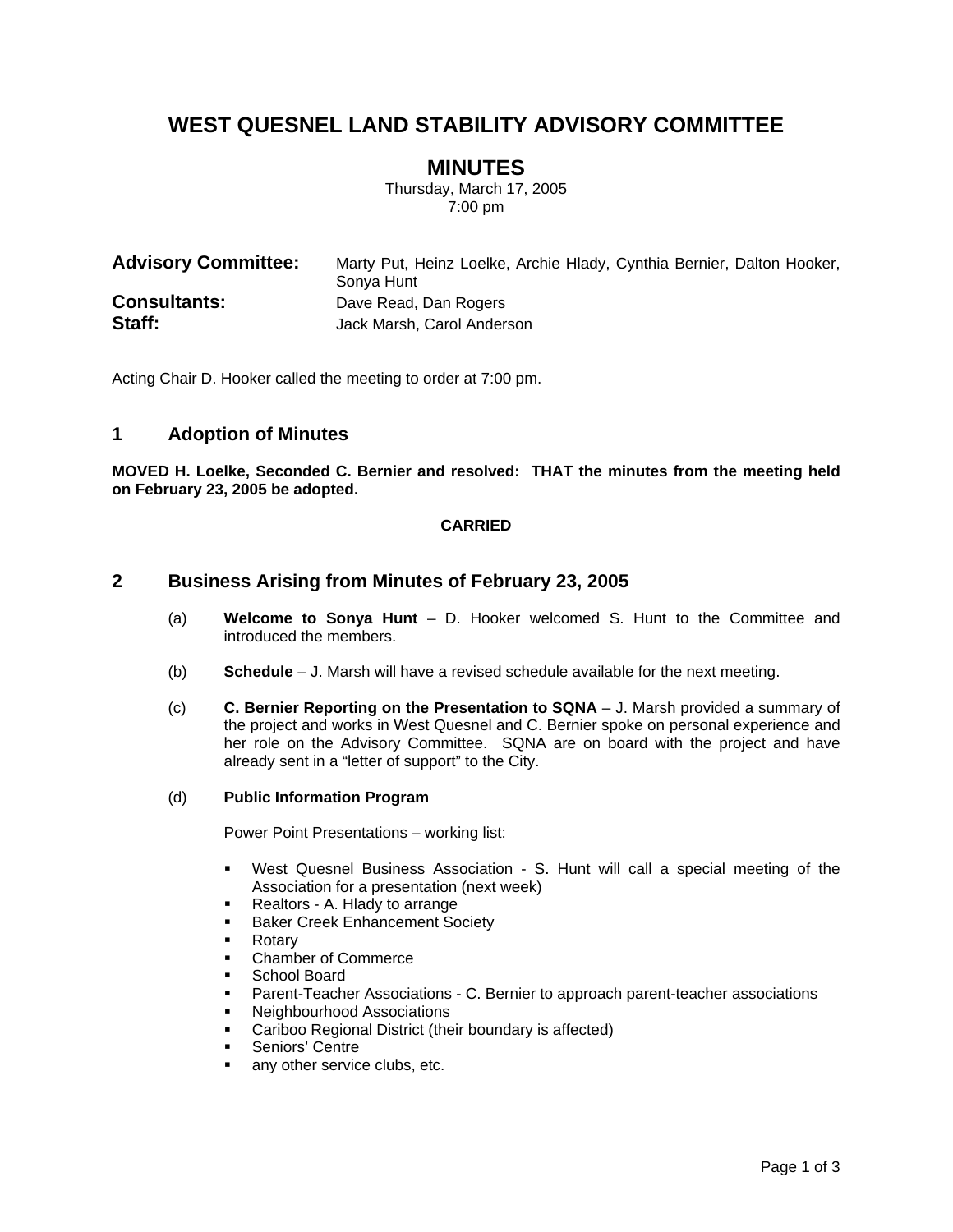# WEST QUESNEL LAND STABILITY ADVISORY COMMITTEE

## MINUTES

Thursday, March 17, 2005
7:00 pm

**Advisory Committee:** Marty Put, Heinz Loelke, Archie Hlady, Cynthia Bernier, Dalton Hooker, Sonya Hunt
**Consultants:** Dave Read, Dan Rogers
**Staff:** Jack Marsh, Carol Anderson

Acting Chair D. Hooker called the meeting to order at 7:00 pm.

## 1 Adoption of Minutes

**MOVED H. Loelke, Seconded C. Bernier and resolved: THAT the minutes from the meeting held on February 23, 2005 be adopted.**

**CARRIED**

## 2 Business Arising from Minutes of February 23, 2005

(a) **Welcome to Sonya Hunt** – D. Hooker welcomed S. Hunt to the Committee and introduced the members.

(b) **Schedule** – J. Marsh will have a revised schedule available for the next meeting.

(c) **C. Bernier Reporting on the Presentation to SQNA** – J. Marsh provided a summary of the project and works in West Quesnel and C. Bernier spoke on personal experience and her role on the Advisory Committee. SQNA are on board with the project and have already sent in a "letter of support" to the City.

(d) **Public Information Program**

Power Point Presentations – working list:

- West Quesnel Business Association - S. Hunt will call a special meeting of the Association for a presentation (next week)
- Realtors - A. Hlady to arrange
- Baker Creek Enhancement Society
- Rotary
- Chamber of Commerce
- School Board
- Parent-Teacher Associations - C. Bernier to approach parent-teacher associations
- Neighbourhood Associations
- Cariboo Regional District (their boundary is affected)
- Seniors' Centre
- any other service clubs, etc.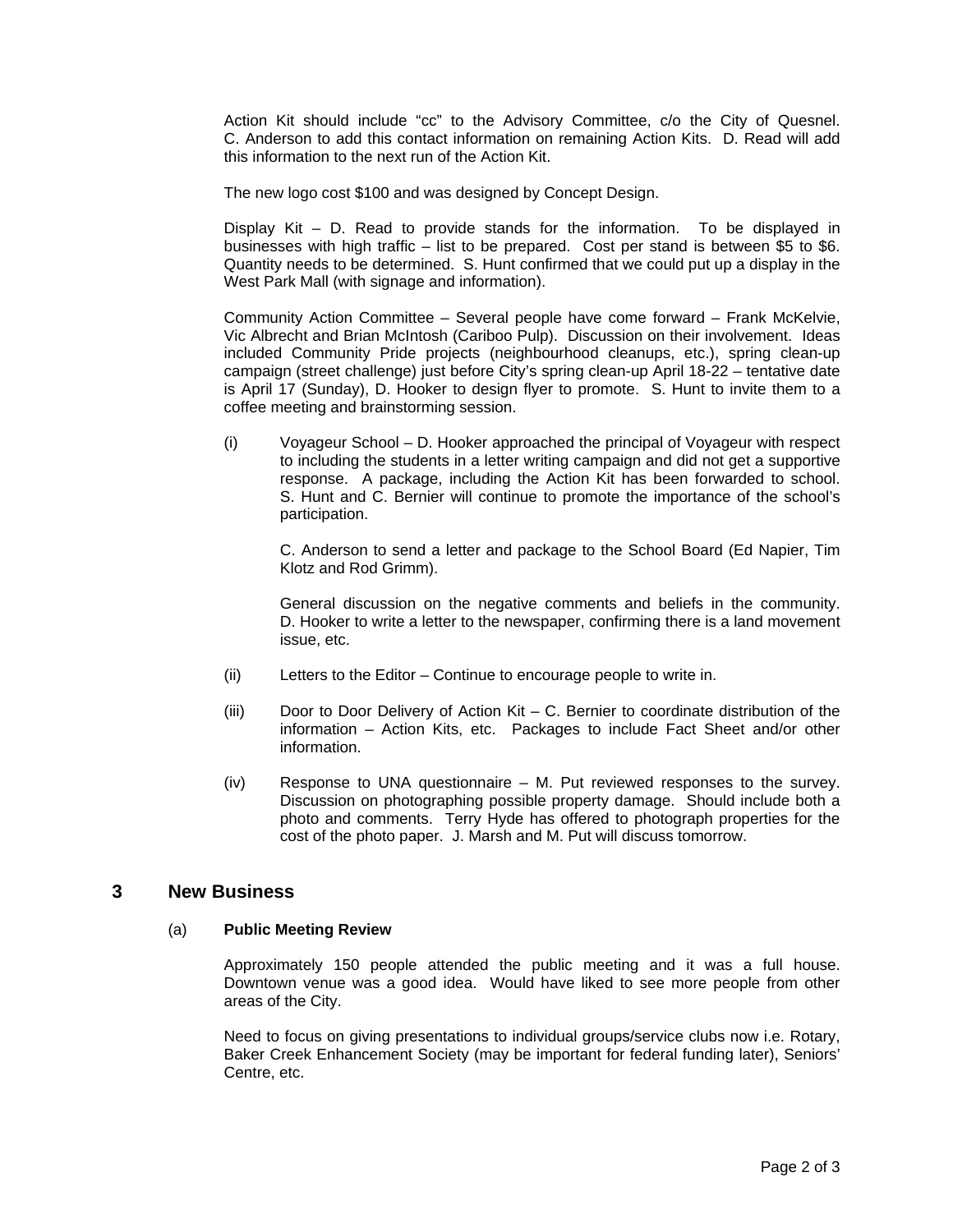Action Kit should include "cc" to the Advisory Committee, c/o the City of Quesnel. C. Anderson to add this contact information on remaining Action Kits. D. Read will add this information to the next run of the Action Kit.

The new logo cost $100 and was designed by Concept Design.

Display Kit – D. Read to provide stands for the information. To be displayed in businesses with high traffic – list to be prepared. Cost per stand is between $5 to $6. Quantity needs to be determined. S. Hunt confirmed that we could put up a display in the West Park Mall (with signage and information).

Community Action Committee – Several people have come forward – Frank McKelvie, Vic Albrecht and Brian McIntosh (Cariboo Pulp). Discussion on their involvement. Ideas included Community Pride projects (neighbourhood cleanups, etc.), spring clean-up campaign (street challenge) just before City's spring clean-up April 18-22 – tentative date is April 17 (Sunday), D. Hooker to design flyer to promote. S. Hunt to invite them to a coffee meeting and brainstorming session.

(i) Voyageur School – D. Hooker approached the principal of Voyageur with respect to including the students in a letter writing campaign and did not get a supportive response. A package, including the Action Kit has been forwarded to school. S. Hunt and C. Bernier will continue to promote the importance of the school's participation.

    C. Anderson to send a letter and package to the School Board (Ed Napier, Tim Klotz and Rod Grimm).

    General discussion on the negative comments and beliefs in the community. D. Hooker to write a letter to the newspaper, confirming there is a land movement issue, etc.

(ii) Letters to the Editor – Continue to encourage people to write in.

(iii) Door to Door Delivery of Action Kit – C. Bernier to coordinate distribution of the information – Action Kits, etc. Packages to include Fact Sheet and/or other information.

(iv) Response to UNA questionnaire – M. Put reviewed responses to the survey. Discussion on photographing possible property damage. Should include both a photo and comments. Terry Hyde has offered to photograph properties for the cost of the photo paper. J. Marsh and M. Put will discuss tomorrow.

## 3 New Business

### (a) **Public Meeting Review**

Approximately 150 people attended the public meeting and it was a full house. Downtown venue was a good idea. Would have liked to see more people from other areas of the City.

Need to focus on giving presentations to individual groups/service clubs now i.e. Rotary, Baker Creek Enhancement Society (may be important for federal funding later), Seniors' Centre, etc.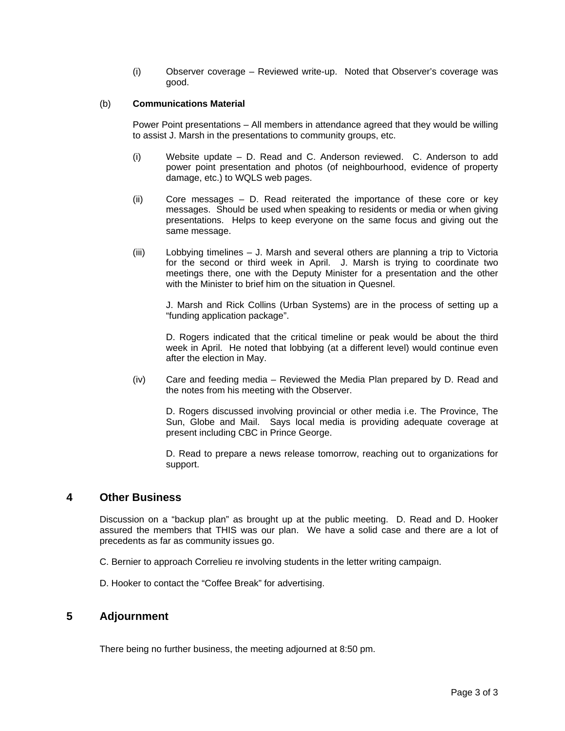(i) Observer coverage – Reviewed write-up. Noted that Observer's coverage was good.

(b) **Communications Material**

Power Point presentations – All members in attendance agreed that they would be willing to assist J. Marsh in the presentations to community groups, etc.

(i) Website update – D. Read and C. Anderson reviewed. C. Anderson to add power point presentation and photos (of neighbourhood, evidence of property damage, etc.) to WQLS web pages.

(ii) Core messages – D. Read reiterated the importance of these core or key messages. Should be used when speaking to residents or media or when giving presentations. Helps to keep everyone on the same focus and giving out the same message.

(iii) Lobbying timelines – J. Marsh and several others are planning a trip to Victoria for the second or third week in April. J. Marsh is trying to coordinate two meetings there, one with the Deputy Minister for a presentation and the other with the Minister to brief him on the situation in Quesnel.

J. Marsh and Rick Collins (Urban Systems) are in the process of setting up a "funding application package".

D. Rogers indicated that the critical timeline or peak would be about the third week in April. He noted that lobbying (at a different level) would continue even after the election in May.

(iv) Care and feeding media – Reviewed the Media Plan prepared by D. Read and the notes from his meeting with the Observer.

D. Rogers discussed involving provincial or other media i.e. The Province, The Sun, Globe and Mail. Says local media is providing adequate coverage at present including CBC in Prince George.

D. Read to prepare a news release tomorrow, reaching out to organizations for support.

## 4 Other Business

Discussion on a "backup plan" as brought up at the public meeting. D. Read and D. Hooker assured the members that THIS was our plan. We have a solid case and there are a lot of precedents as far as community issues go.

C. Bernier to approach Correlieu re involving students in the letter writing campaign.

D. Hooker to contact the "Coffee Break" for advertising.

## 5 Adjournment

There being no further business, the meeting adjourned at 8:50 pm.